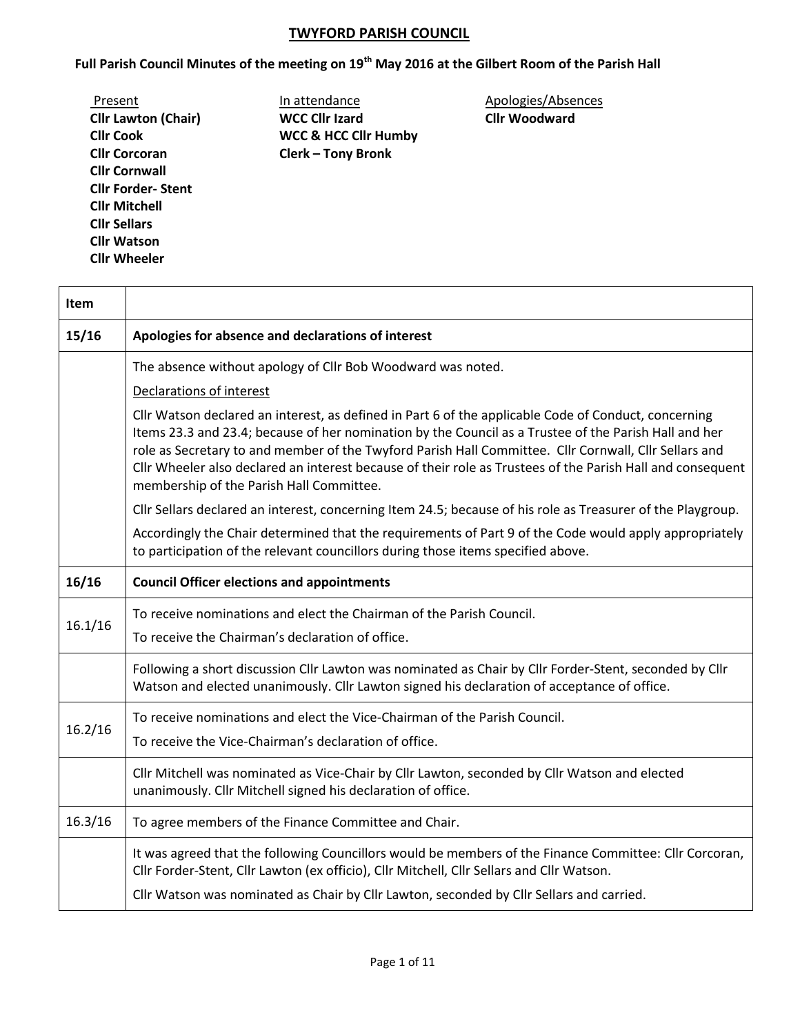# TWYFORD PARISH COUNCIL

## Full Parish Council Minutes of the meeting on 19th May 2016 at the Gilbert Room of the Parish Hall

| Present | In attendance | Apologies/Absences |
|---|---|---|
| **Cllr Lawton (Chair)** | **WCC Cllr Izard** | **Cllr Woodward** |
| **Cllr Cook** | **WCC & HCC Cllr Humby** | |
| **Cllr Corcoran** | **Clerk – Tony Bronk** | |
| **Cllr Cornwall** | | |
| **Cllr Forder- Stent** | | |
| **Cllr Mitchell** | | |
| **Cllr Sellars** | | |
| **Cllr Watson** | | |
| **Cllr Wheeler** | | |

| Item | |
|---|---|
| **15/16** | **Apologies for absence and declarations of interest** |
| | The absence without apology of Cllr Bob Woodward was noted.<br><br>Declarations of interest<br><br>Cllr Watson declared an interest, as defined in Part 6 of the applicable Code of Conduct, concerning Items 23.3 and 23.4; because of her nomination by the Council as a Trustee of the Parish Hall and her role as Secretary to and member of the Twyford Parish Hall Committee. Cllr Cornwall, Cllr Sellars and Cllr Wheeler also declared an interest because of their role as Trustees of the Parish Hall and consequent membership of the Parish Hall Committee.<br><br>Cllr Sellars declared an interest, concerning Item 24.5; because of his role as Treasurer of the Playgroup.<br><br>Accordingly the Chair determined that the requirements of Part 9 of the Code would apply appropriately to participation of the relevant councillors during those items specified above. |
| **16/16** | **Council Officer elections and appointments** |
| 16.1/16 | To receive nominations and elect the Chairman of the Parish Council.<br><br>To receive the Chairman's declaration of office. |
| | Following a short discussion Cllr Lawton was nominated as Chair by Cllr Forder-Stent, seconded by Cllr Watson and elected unanimously. Cllr Lawton signed his declaration of acceptance of office. |
| 16.2/16 | To receive nominations and elect the Vice-Chairman of the Parish Council.<br><br>To receive the Vice-Chairman's declaration of office. |
| | Cllr Mitchell was nominated as Vice-Chair by Cllr Lawton, seconded by Cllr Watson and elected unanimously. Cllr Mitchell signed his declaration of office. |
| 16.3/16 | To agree members of the Finance Committee and Chair. |
| | It was agreed that the following Councillors would be members of the Finance Committee: Cllr Corcoran, Cllr Forder-Stent, Cllr Lawton (ex officio), Cllr Mitchell, Cllr Sellars and Cllr Watson.<br><br>Cllr Watson was nominated as Chair by Cllr Lawton, seconded by Cllr Sellars and carried. |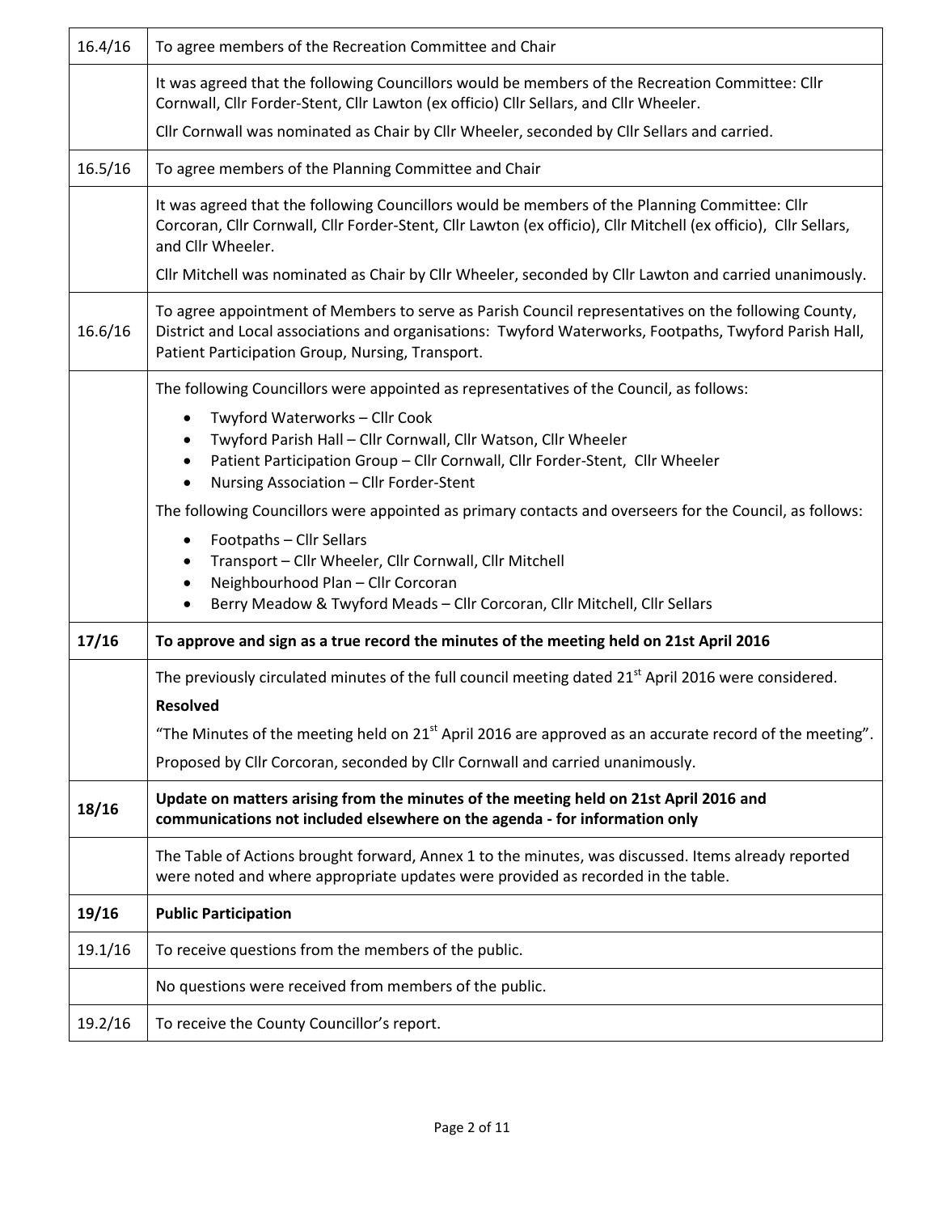| | |
|---|---|
| 16.4/16 | To agree members of the Recreation Committee and Chair |
| | It was agreed that the following Councillors would be members of the Recreation Committee: Cllr Cornwall, Cllr Forder-Stent, Cllr Lawton (ex officio) Cllr Sellars, and Cllr Wheeler.<br>Cllr Cornwall was nominated as Chair by Cllr Wheeler, seconded by Cllr Sellars and carried. |
| 16.5/16 | To agree members of the Planning Committee and Chair |
| | It was agreed that the following Councillors would be members of the Planning Committee: Cllr Corcoran, Cllr Cornwall, Cllr Forder-Stent, Cllr Lawton (ex officio), Cllr Mitchell (ex officio), Cllr Sellars, and Cllr Wheeler.<br>Cllr Mitchell was nominated as Chair by Cllr Wheeler, seconded by Cllr Lawton and carried unanimously. |
| 16.6/16 | To agree appointment of Members to serve as Parish Council representatives on the following County, District and Local associations and organisations: Twyford Waterworks, Footpaths, Twyford Parish Hall, Patient Participation Group, Nursing, Transport. |
| | The following Councillors were appointed as representatives of the Council, as follows:<br>• Twyford Waterworks – Cllr Cook<br>• Twyford Parish Hall – Cllr Cornwall, Cllr Watson, Cllr Wheeler<br>• Patient Participation Group – Cllr Cornwall, Cllr Forder-Stent, Cllr Wheeler<br>• Nursing Association – Cllr Forder-Stent<br>The following Councillors were appointed as primary contacts and overseers for the Council, as follows:<br>• Footpaths – Cllr Sellars<br>• Transport – Cllr Wheeler, Cllr Cornwall, Cllr Mitchell<br>• Neighbourhood Plan – Cllr Corcoran<br>• Berry Meadow & Twyford Meads – Cllr Corcoran, Cllr Mitchell, Cllr Sellars |
| **17/16** | **To approve and sign as a true record the minutes of the meeting held on 21st April 2016** |
| | The previously circulated minutes of the full council meeting dated 21st April 2016 were considered.<br>**Resolved**<br>"The Minutes of the meeting held on 21st April 2016 are approved as an accurate record of the meeting".<br>Proposed by Cllr Corcoran, seconded by Cllr Cornwall and carried unanimously. |
| **18/16** | **Update on matters arising from the minutes of the meeting held on 21st April 2016 and communications not included elsewhere on the agenda - for information only** |
| | The Table of Actions brought forward, Annex 1 to the minutes, was discussed. Items already reported were noted and where appropriate updates were provided as recorded in the table. |
| **19/16** | **Public Participation** |
| 19.1/16 | To receive questions from the members of the public. |
| | No questions were received from members of the public. |
| 19.2/16 | To receive the County Councillor's report. |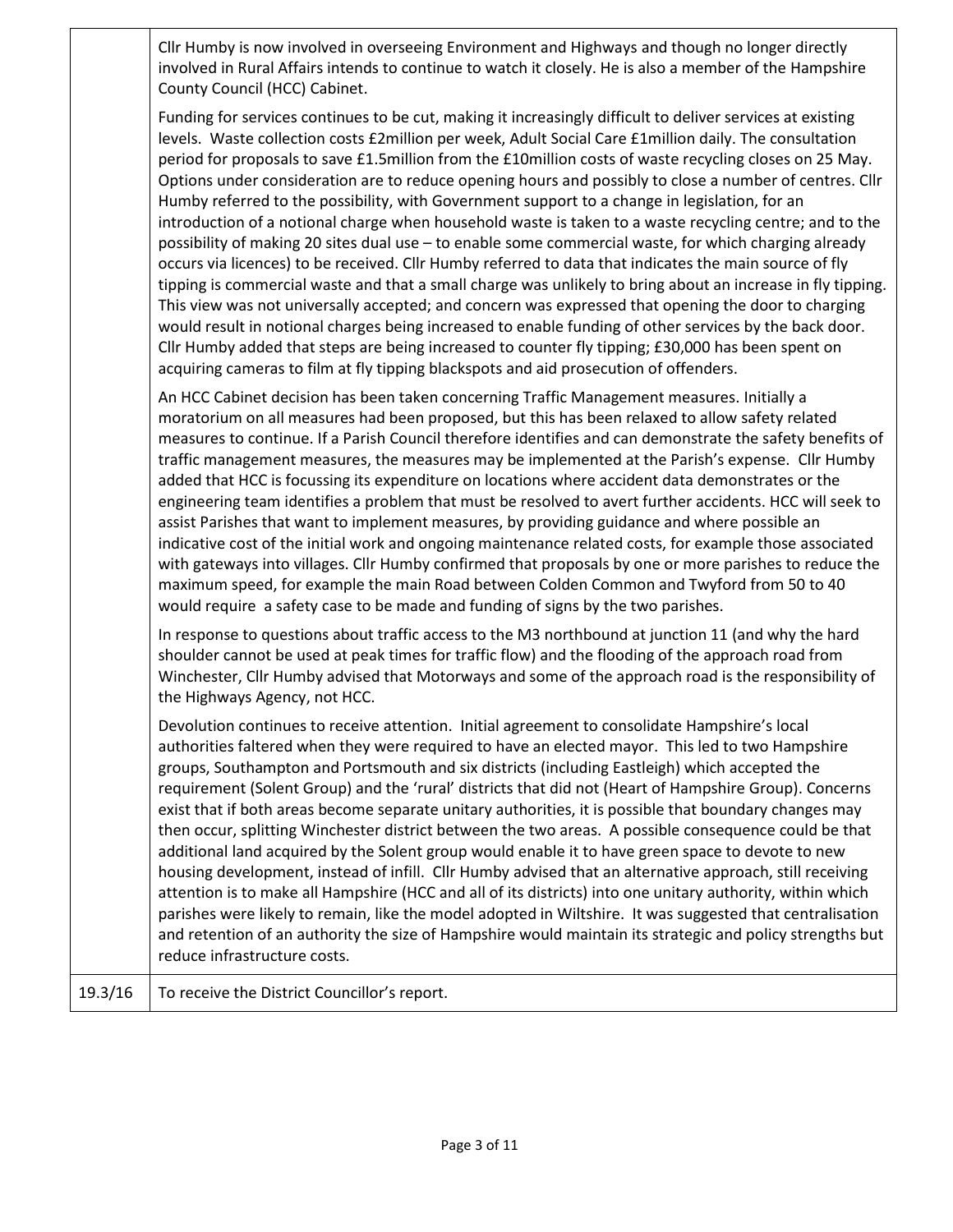| | |
|---|---|
| | Cllr Humby is now involved in overseeing Environment and Highways and though no longer directly involved in Rural Affairs intends to continue to watch it closely. He is also a member of the Hampshire County Council (HCC) Cabinet.<br><br>Funding for services continues to be cut, making it increasingly difficult to deliver services at existing levels. Waste collection costs £2million per week, Adult Social Care £1million daily. The consultation period for proposals to save £1.5million from the £10million costs of waste recycling closes on 25 May. Options under consideration are to reduce opening hours and possibly to close a number of centres. Cllr Humby referred to the possibility, with Government support to a change in legislation, for an introduction of a notional charge when household waste is taken to a waste recycling centre; and to the possibility of making 20 sites dual use – to enable some commercial waste, for which charging already occurs via licences) to be received. Cllr Humby referred to data that indicates the main source of fly tipping is commercial waste and that a small charge was unlikely to bring about an increase in fly tipping. This view was not universally accepted; and concern was expressed that opening the door to charging would result in notional charges being increased to enable funding of other services by the back door. Cllr Humby added that steps are being increased to counter fly tipping; £30,000 has been spent on acquiring cameras to film at fly tipping blackspots and aid prosecution of offenders.<br><br>An HCC Cabinet decision has been taken concerning Traffic Management measures. Initially a moratorium on all measures had been proposed, but this has been relaxed to allow safety related measures to continue. If a Parish Council therefore identifies and can demonstrate the safety benefits of traffic management measures, the measures may be implemented at the Parish's expense. Cllr Humby added that HCC is focussing its expenditure on locations where accident data demonstrates or the engineering team identifies a problem that must be resolved to avert further accidents. HCC will seek to assist Parishes that want to implement measures, by providing guidance and where possible an indicative cost of the initial work and ongoing maintenance related costs, for example those associated with gateways into villages. Cllr Humby confirmed that proposals by one or more parishes to reduce the maximum speed, for example the main Road between Colden Common and Twyford from 50 to 40 would require a safety case to be made and funding of signs by the two parishes.<br><br>In response to questions about traffic access to the M3 northbound at junction 11 (and why the hard shoulder cannot be used at peak times for traffic flow) and the flooding of the approach road from Winchester, Cllr Humby advised that Motorways and some of the approach road is the responsibility of the Highways Agency, not HCC.<br><br>Devolution continues to receive attention. Initial agreement to consolidate Hampshire's local authorities faltered when they were required to have an elected mayor. This led to two Hampshire groups, Southampton and Portsmouth and six districts (including Eastleigh) which accepted the requirement (Solent Group) and the 'rural' districts that did not (Heart of Hampshire Group). Concerns exist that if both areas become separate unitary authorities, it is possible that boundary changes may then occur, splitting Winchester district between the two areas. A possible consequence could be that additional land acquired by the Solent group would enable it to have green space to devote to new housing development, instead of infill. Cllr Humby advised that an alternative approach, still receiving attention is to make all Hampshire (HCC and all of its districts) into one unitary authority, within which parishes were likely to remain, like the model adopted in Wiltshire. It was suggested that centralisation and retention of an authority the size of Hampshire would maintain its strategic and policy strengths but reduce infrastructure costs. |
| 19.3/16 | To receive the District Councillor's report. |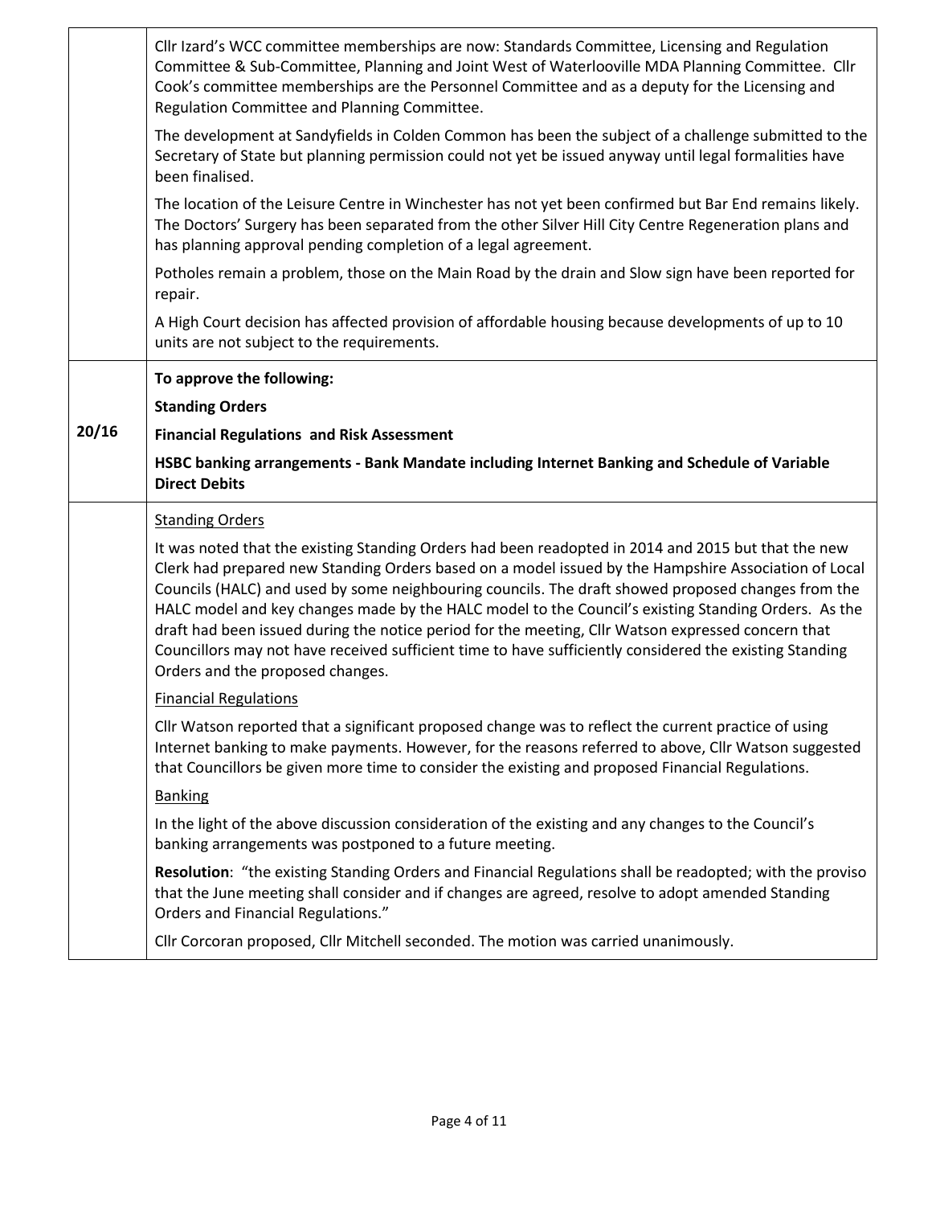| | |
|---|---|
| | Cllr Izard's WCC committee memberships are now: Standards Committee, Licensing and Regulation Committee & Sub-Committee, Planning and Joint West of Waterlooville MDA Planning Committee. Cllr Cook's committee memberships are the Personnel Committee and as a deputy for the Licensing and Regulation Committee and Planning Committee.<br><br>The development at Sandyfields in Colden Common has been the subject of a challenge submitted to the Secretary of State but planning permission could not yet be issued anyway until legal formalities have been finalised.<br><br>The location of the Leisure Centre in Winchester has not yet been confirmed but Bar End remains likely. The Doctors' Surgery has been separated from the other Silver Hill City Centre Regeneration plans and has planning approval pending completion of a legal agreement.<br><br>Potholes remain a problem, those on the Main Road by the drain and Slow sign have been reported for repair.<br><br>A High Court decision has affected provision of affordable housing because developments of up to 10 units are not subject to the requirements. |
| **20/16** | **To approve the following:**<br><br>**Standing Orders**<br><br>**Financial Regulations and Risk Assessment**<br><br>**HSBC banking arrangements - Bank Mandate including Internet Banking and Schedule of Variable Direct Debits** |
| | <u>Standing Orders</u><br><br>It was noted that the existing Standing Orders had been readopted in 2014 and 2015 but that the new Clerk had prepared new Standing Orders based on a model issued by the Hampshire Association of Local Councils (HALC) and used by some neighbouring councils. The draft showed proposed changes from the HALC model and key changes made by the HALC model to the Council's existing Standing Orders. As the draft had been issued during the notice period for the meeting, Cllr Watson expressed concern that Councillors may not have received sufficient time to have sufficiently considered the existing Standing Orders and the proposed changes.<br><br><u>Financial Regulations</u><br><br>Cllr Watson reported that a significant proposed change was to reflect the current practice of using Internet banking to make payments. However, for the reasons referred to above, Cllr Watson suggested that Councillors be given more time to consider the existing and proposed Financial Regulations.<br><br><u>Banking</u><br><br>In the light of the above discussion consideration of the existing and any changes to the Council's banking arrangements was postponed to a future meeting.<br><br>**Resolution**: "the existing Standing Orders and Financial Regulations shall be readopted; with the proviso that the June meeting shall consider and if changes are agreed, resolve to adopt amended Standing Orders and Financial Regulations."<br><br>Cllr Corcoran proposed, Cllr Mitchell seconded. The motion was carried unanimously. |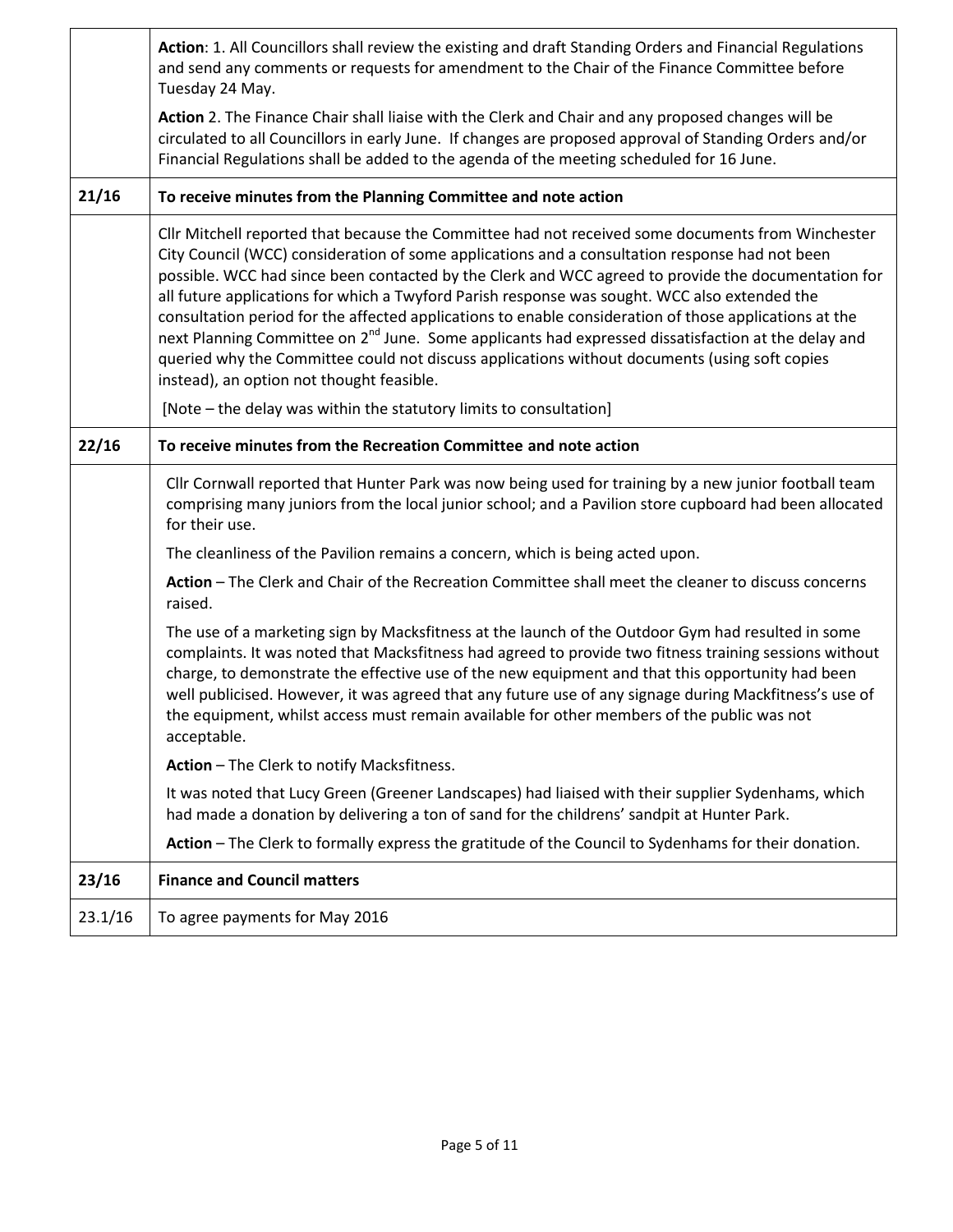| | |
|---|---|
| | **Action**: 1. All Councillors shall review the existing and draft Standing Orders and Financial Regulations and send any comments or requests for amendment to the Chair of the Finance Committee before Tuesday 24 May.<br><br>**Action** 2. The Finance Chair shall liaise with the Clerk and Chair and any proposed changes will be circulated to all Councillors in early June. If changes are proposed approval of Standing Orders and/or Financial Regulations shall be added to the agenda of the meeting scheduled for 16 June. |
| **21/16** | **To receive minutes from the Planning Committee and note action** |
| | Cllr Mitchell reported that because the Committee had not received some documents from Winchester City Council (WCC) consideration of some applications and a consultation response had not been possible. WCC had since been contacted by the Clerk and WCC agreed to provide the documentation for all future applications for which a Twyford Parish response was sought. WCC also extended the consultation period for the affected applications to enable consideration of those applications at the next Planning Committee on 2nd June. Some applicants had expressed dissatisfaction at the delay and queried why the Committee could not discuss applications without documents (using soft copies instead), an option not thought feasible.<br><br>[Note – the delay was within the statutory limits to consultation] |
| **22/16** | **To receive minutes from the Recreation Committee and note action** |
| | Cllr Cornwall reported that Hunter Park was now being used for training by a new junior football team comprising many juniors from the local junior school; and a Pavilion store cupboard had been allocated for their use.<br><br>The cleanliness of the Pavilion remains a concern, which is being acted upon.<br><br>**Action** – The Clerk and Chair of the Recreation Committee shall meet the cleaner to discuss concerns raised.<br><br>The use of a marketing sign by Macksfitness at the launch of the Outdoor Gym had resulted in some complaints. It was noted that Macksfitness had agreed to provide two fitness training sessions without charge, to demonstrate the effective use of the new equipment and that this opportunity had been well publicised. However, it was agreed that any future use of any signage during Mackfitness's use of the equipment, whilst access must remain available for other members of the public was not acceptable.<br><br>**Action** – The Clerk to notify Macksfitness.<br><br>It was noted that Lucy Green (Greener Landscapes) had liaised with their supplier Sydenhams, which had made a donation by delivering a ton of sand for the childrens' sandpit at Hunter Park.<br><br>**Action** – The Clerk to formally express the gratitude of the Council to Sydenhams for their donation. |
| **23/16** | **Finance and Council matters** |
| 23.1/16 | To agree payments for May 2016 |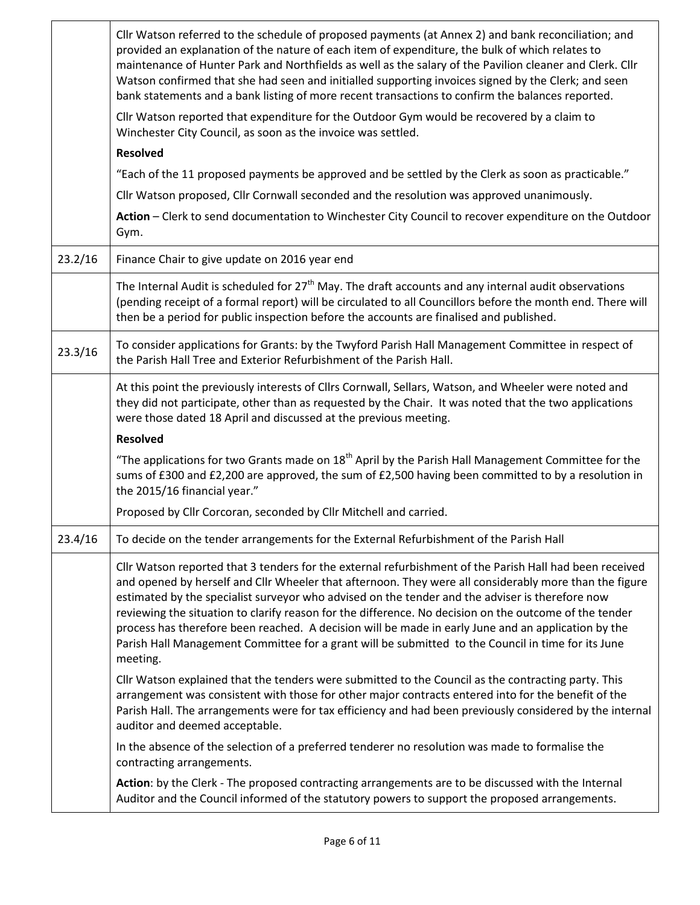| | |
|---|---|
| | Cllr Watson referred to the schedule of proposed payments (at Annex 2) and bank reconciliation; and provided an explanation of the nature of each item of expenditure, the bulk of which relates to maintenance of Hunter Park and Northfields as well as the salary of the Pavilion cleaner and Clerk. Cllr Watson confirmed that she had seen and initialled supporting invoices signed by the Clerk; and seen bank statements and a bank listing of more recent transactions to confirm the balances reported.<br><br>Cllr Watson reported that expenditure for the Outdoor Gym would be recovered by a claim to Winchester City Council, as soon as the invoice was settled.<br><br>**Resolved**<br><br>"Each of the 11 proposed payments be approved and be settled by the Clerk as soon as practicable."<br><br>Cllr Watson proposed, Cllr Cornwall seconded and the resolution was approved unanimously.<br><br>**Action** – Clerk to send documentation to Winchester City Council to recover expenditure on the Outdoor Gym. |
| 23.2/16 | Finance Chair to give update on 2016 year end |
| | The Internal Audit is scheduled for 27th May. The draft accounts and any internal audit observations (pending receipt of a formal report) will be circulated to all Councillors before the month end. There will then be a period for public inspection before the accounts are finalised and published. |
| 23.3/16 | To consider applications for Grants: by the Twyford Parish Hall Management Committee in respect of the Parish Hall Tree and Exterior Refurbishment of the Parish Hall. |
| | At this point the previously interests of Cllrs Cornwall, Sellars, Watson, and Wheeler were noted and they did not participate, other than as requested by the Chair. It was noted that the two applications were those dated 18 April and discussed at the previous meeting.<br><br>**Resolved**<br><br>"The applications for two Grants made on 18th April by the Parish Hall Management Committee for the sums of £300 and £2,200 are approved, the sum of £2,500 having been committed to by a resolution in the 2015/16 financial year."<br><br>Proposed by Cllr Corcoran, seconded by Cllr Mitchell and carried. |
| 23.4/16 | To decide on the tender arrangements for the External Refurbishment of the Parish Hall |
| | Cllr Watson reported that 3 tenders for the external refurbishment of the Parish Hall had been received and opened by herself and Cllr Wheeler that afternoon. They were all considerably more than the figure estimated by the specialist surveyor who advised on the tender and the adviser is therefore now reviewing the situation to clarify reason for the difference. No decision on the outcome of the tender process has therefore been reached. A decision will be made in early June and an application by the Parish Hall Management Committee for a grant will be submitted to the Council in time for its June meeting.<br><br>Cllr Watson explained that the tenders were submitted to the Council as the contracting party. This arrangement was consistent with those for other major contracts entered into for the benefit of the Parish Hall. The arrangements were for tax efficiency and had been previously considered by the internal auditor and deemed acceptable.<br><br>In the absence of the selection of a preferred tenderer no resolution was made to formalise the contracting arrangements.<br><br>**Action**: by the Clerk - The proposed contracting arrangements are to be discussed with the Internal Auditor and the Council informed of the statutory powers to support the proposed arrangements. |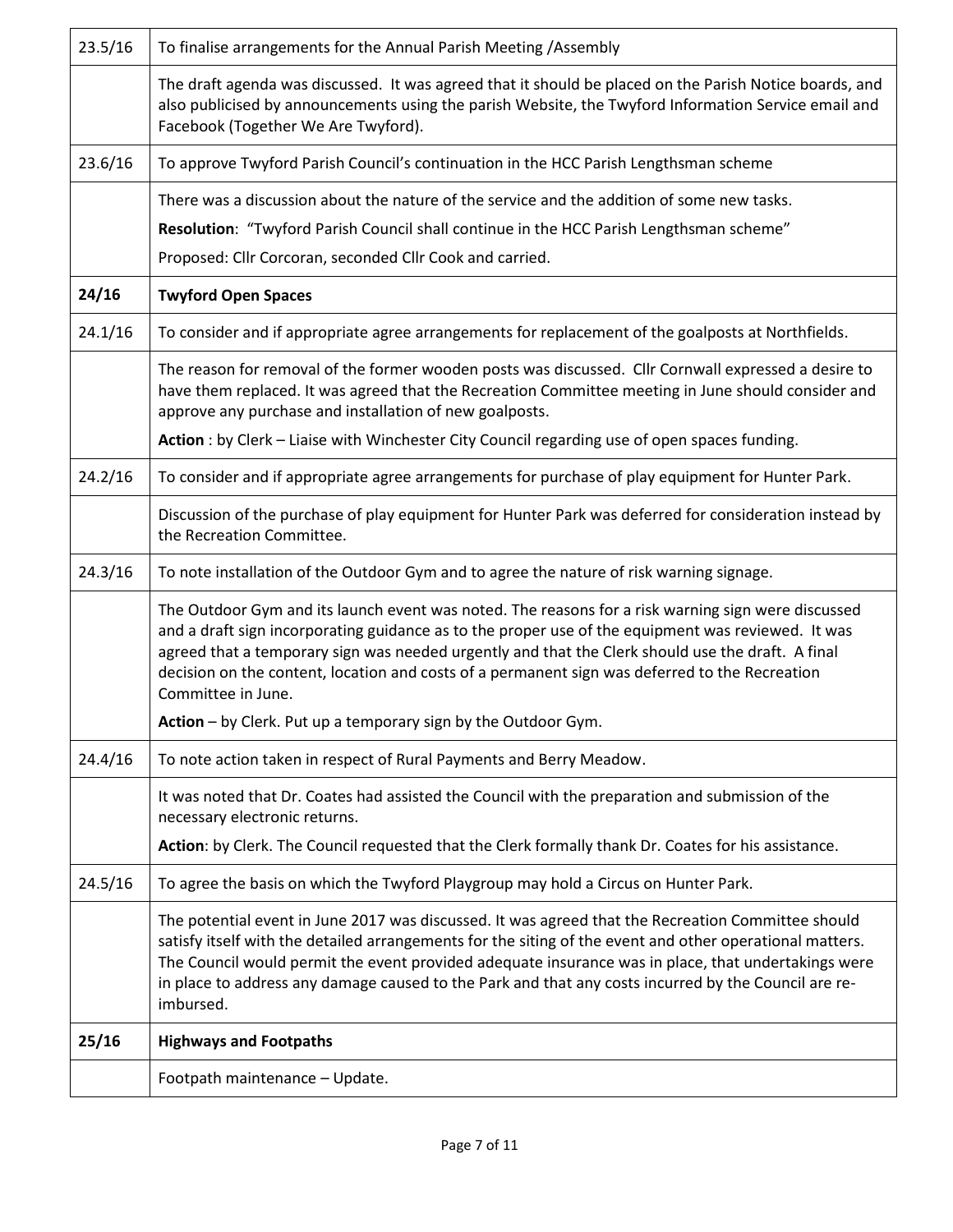| 23.5/16 | To finalise arrangements for the Annual Parish Meeting /Assembly |
|---|---|
| | The draft agenda was discussed. It was agreed that it should be placed on the Parish Notice boards, and also publicised by announcements using the parish Website, the Twyford Information Service email and Facebook (Together We Are Twyford). |
| 23.6/16 | To approve Twyford Parish Council's continuation in the HCC Parish Lengthsman scheme |
| | There was a discussion about the nature of the service and the addition of some new tasks.<br>**Resolution**: "Twyford Parish Council shall continue in the HCC Parish Lengthsman scheme"<br>Proposed: Cllr Corcoran, seconded Cllr Cook and carried. |
| **24/16** | **Twyford Open Spaces** |
| 24.1/16 | To consider and if appropriate agree arrangements for replacement of the goalposts at Northfields. |
| | The reason for removal of the former wooden posts was discussed. Cllr Cornwall expressed a desire to have them replaced. It was agreed that the Recreation Committee meeting in June should consider and approve any purchase and installation of new goalposts.<br>**Action** : by Clerk – Liaise with Winchester City Council regarding use of open spaces funding. |
| 24.2/16 | To consider and if appropriate agree arrangements for purchase of play equipment for Hunter Park. |
| | Discussion of the purchase of play equipment for Hunter Park was deferred for consideration instead by the Recreation Committee. |
| 24.3/16 | To note installation of the Outdoor Gym and to agree the nature of risk warning signage. |
| | The Outdoor Gym and its launch event was noted. The reasons for a risk warning sign were discussed and a draft sign incorporating guidance as to the proper use of the equipment was reviewed. It was agreed that a temporary sign was needed urgently and that the Clerk should use the draft. A final decision on the content, location and costs of a permanent sign was deferred to the Recreation Committee in June.<br>**Action** – by Clerk. Put up a temporary sign by the Outdoor Gym. |
| 24.4/16 | To note action taken in respect of Rural Payments and Berry Meadow. |
| | It was noted that Dr. Coates had assisted the Council with the preparation and submission of the necessary electronic returns.<br>**Action**: by Clerk. The Council requested that the Clerk formally thank Dr. Coates for his assistance. |
| 24.5/16 | To agree the basis on which the Twyford Playgroup may hold a Circus on Hunter Park. |
| | The potential event in June 2017 was discussed. It was agreed that the Recreation Committee should satisfy itself with the detailed arrangements for the siting of the event and other operational matters. The Council would permit the event provided adequate insurance was in place, that undertakings were in place to address any damage caused to the Park and that any costs incurred by the Council are re-imbursed. |
| **25/16** | **Highways and Footpaths** |
| | Footpath maintenance – Update. |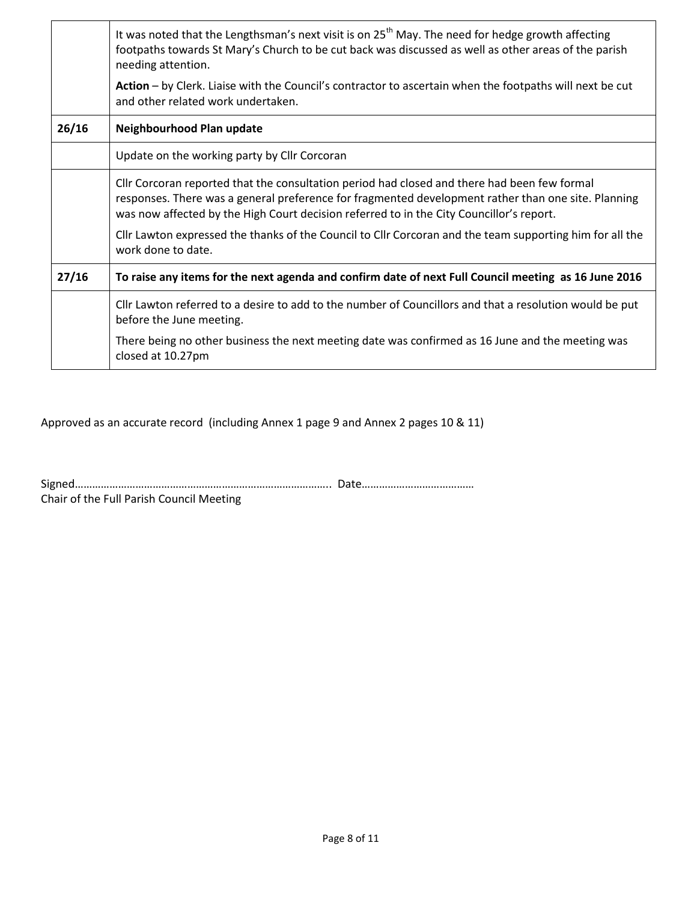| | |
|---|---|
| | It was noted that the Lengthsman's next visit is on 25th May. The need for hedge growth affecting footpaths towards St Mary's Church to be cut back was discussed as well as other areas of the parish needing attention.<br><br>**Action** – by Clerk. Liaise with the Council's contractor to ascertain when the footpaths will next be cut and other related work undertaken. |
| **26/16** | **Neighbourhood Plan update** |
| | Update on the working party by Cllr Corcoran |
| | Cllr Corcoran reported that the consultation period had closed and there had been few formal responses. There was a general preference for fragmented development rather than one site. Planning was now affected by the High Court decision referred to in the City Councillor's report.<br><br>Cllr Lawton expressed the thanks of the Council to Cllr Corcoran and the team supporting him for all the work done to date. |
| **27/16** | **To raise any items for the next agenda and confirm date of next Full Council meeting as 16 June 2016** |
| | Cllr Lawton referred to a desire to add to the number of Councillors and that a resolution would be put before the June meeting.<br><br>There being no other business the next meeting date was confirmed as 16 June and the meeting was closed at 10.27pm |

Approved as an accurate record (including Annex 1 page 9 and Annex 2 pages 10 & 11)

Signed………………………………………………………………………….. Date…………………………………

Chair of the Full Parish Council Meeting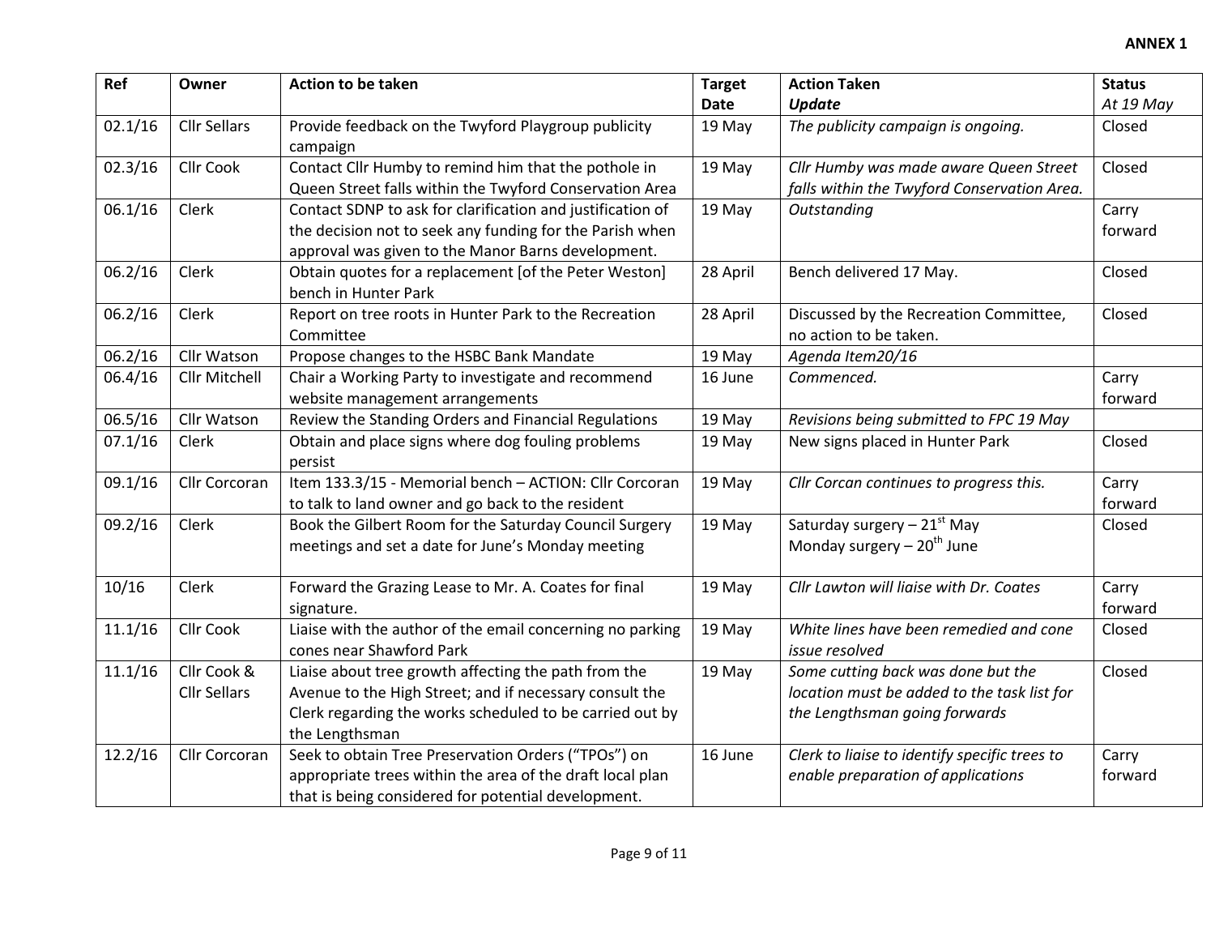**ANNEX 1**

| Ref | Owner | Action to be taken | Target Date | Action Taken *Update* | Status *At 19 May* |
|---|---|---|---|---|---|
| 02.1/16 | Cllr Sellars | Provide feedback on the Twyford Playgroup publicity campaign | 19 May | *The publicity campaign is ongoing.* | Closed |
| 02.3/16 | Cllr Cook | Contact Cllr Humby to remind him that the pothole in Queen Street falls within the Twyford Conservation Area | 19 May | *Cllr Humby was made aware Queen Street falls within the Twyford Conservation Area.* | Closed |
| 06.1/16 | Clerk | Contact SDNP to ask for clarification and justification of the decision not to seek any funding for the Parish when approval was given to the Manor Barns development. | 19 May | *Outstanding* | Carry forward |
| 06.2/16 | Clerk | Obtain quotes for a replacement [of the Peter Weston] bench in Hunter Park | 28 April | Bench delivered 17 May. | Closed |
| 06.2/16 | Clerk | Report on tree roots in Hunter Park to the Recreation Committee | 28 April | Discussed by the Recreation Committee, no action to be taken. | Closed |
| 06.2/16 | Cllr Watson | Propose changes to the HSBC Bank Mandate | 19 May | *Agenda Item20/16* | |
| 06.4/16 | Cllr Mitchell | Chair a Working Party to investigate and recommend website management arrangements | 16 June | *Commenced.* | Carry forward |
| 06.5/16 | Cllr Watson | Review the Standing Orders and Financial Regulations | 19 May | *Revisions being submitted to FPC 19 May* | |
| 07.1/16 | Clerk | Obtain and place signs where dog fouling problems persist | 19 May | New signs placed in Hunter Park | Closed |
| 09.1/16 | Cllr Corcoran | Item 133.3/15 - Memorial bench – ACTION: Cllr Corcoran to talk to land owner and go back to the resident | 19 May | *Cllr Corcan continues to progress this.* | Carry forward |
| 09.2/16 | Clerk | Book the Gilbert Room for the Saturday Council Surgery meetings and set a date for June's Monday meeting | 19 May | Saturday surgery – 21st May<br>Monday surgery – 20th June | Closed |
| 10/16 | Clerk | Forward the Grazing Lease to Mr. A. Coates for final signature. | 19 May | *Cllr Lawton will liaise with Dr. Coates* | Carry forward |
| 11.1/16 | Cllr Cook | Liaise with the author of the email concerning no parking cones near Shawford Park | 19 May | *White lines have been remedied and cone issue resolved* | Closed |
| 11.1/16 | Cllr Cook & Cllr Sellars | Liaise about tree growth affecting the path from the Avenue to the High Street; and if necessary consult the Clerk regarding the works scheduled to be carried out by the Lengthsman | 19 May | *Some cutting back was done but the location must be added to the task list for the Lengthsman going forwards* | Closed |
| 12.2/16 | Cllr Corcoran | Seek to obtain Tree Preservation Orders ("TPOs") on appropriate trees within the area of the draft local plan that is being considered for potential development. | 16 June | *Clerk to liaise to identify specific trees to enable preparation of applications* | Carry forward |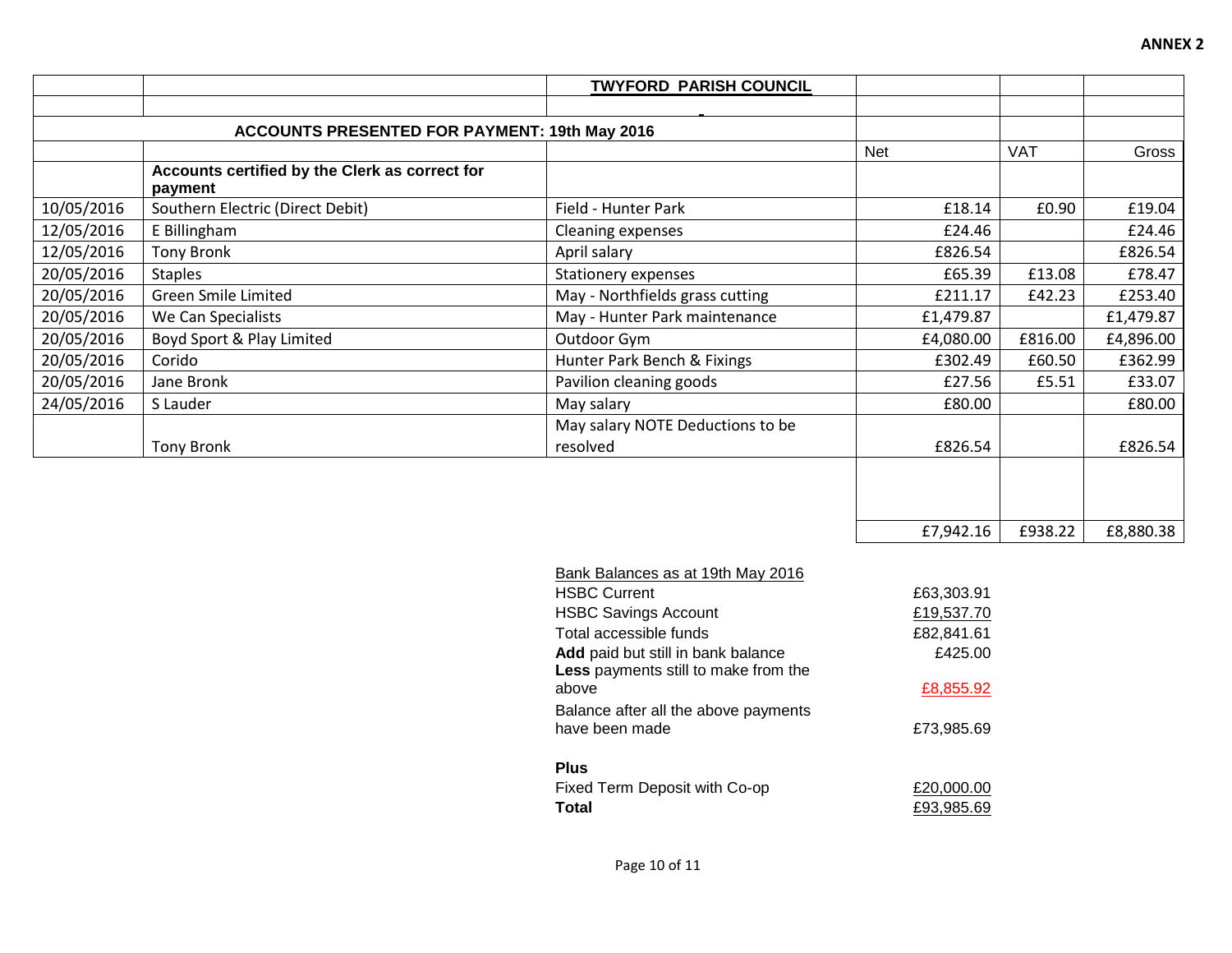**ANNEX 2**

## TWYFORD PARISH COUNCIL

### ACCOUNTS PRESENTED FOR PAYMENT: 19th May 2016

| | | | Net | VAT | Gross |
|---|---|---|---|---|---|
| | **Accounts certified by the Clerk as correct for payment** | | | | |
| 10/05/2016 | Southern Electric (Direct Debit) | Field - Hunter Park | £18.14 | £0.90 | £19.04 |
| 12/05/2016 | E Billingham | Cleaning expenses | £24.46 | | £24.46 |
| 12/05/2016 | Tony Bronk | April salary | £826.54 | | £826.54 |
| 20/05/2016 | Staples | Stationery expenses | £65.39 | £13.08 | £78.47 |
| 20/05/2016 | Green Smile Limited | May - Northfields grass cutting | £211.17 | £42.23 | £253.40 |
| 20/05/2016 | We Can Specialists | May - Hunter Park maintenance | £1,479.87 | | £1,479.87 |
| 20/05/2016 | Boyd Sport & Play Limited | Outdoor Gym | £4,080.00 | £816.00 | £4,896.00 |
| 20/05/2016 | Corido | Hunter Park Bench & Fixings | £302.49 | £60.50 | £362.99 |
| 20/05/2016 | Jane Bronk | Pavilion cleaning goods | £27.56 | £5.51 | £33.07 |
| 24/05/2016 | S Lauder | May salary | £80.00 | | £80.00 |
| | Tony Bronk | May salary NOTE Deductions to be resolved | £826.54 | | £826.54 |
| | | | £7,942.16 | £938.22 | £8,880.38 |

| Bank Balances as at 19th May 2016 | |
|---|---|
| HSBC Current | £63,303.91 |
| HSBC Savings Account | £19,537.70 |
| Total accessible funds | £82,841.61 |
| **Add** paid but still in bank balance | £425.00 |
| **Less** payments still to make from the above | £8,855.92 |
| Balance after all the above payments have been made | £73,985.69 |
| **Plus** | |
| Fixed Term Deposit with Co-op | £20,000.00 |
| **Total** | £93,985.69 |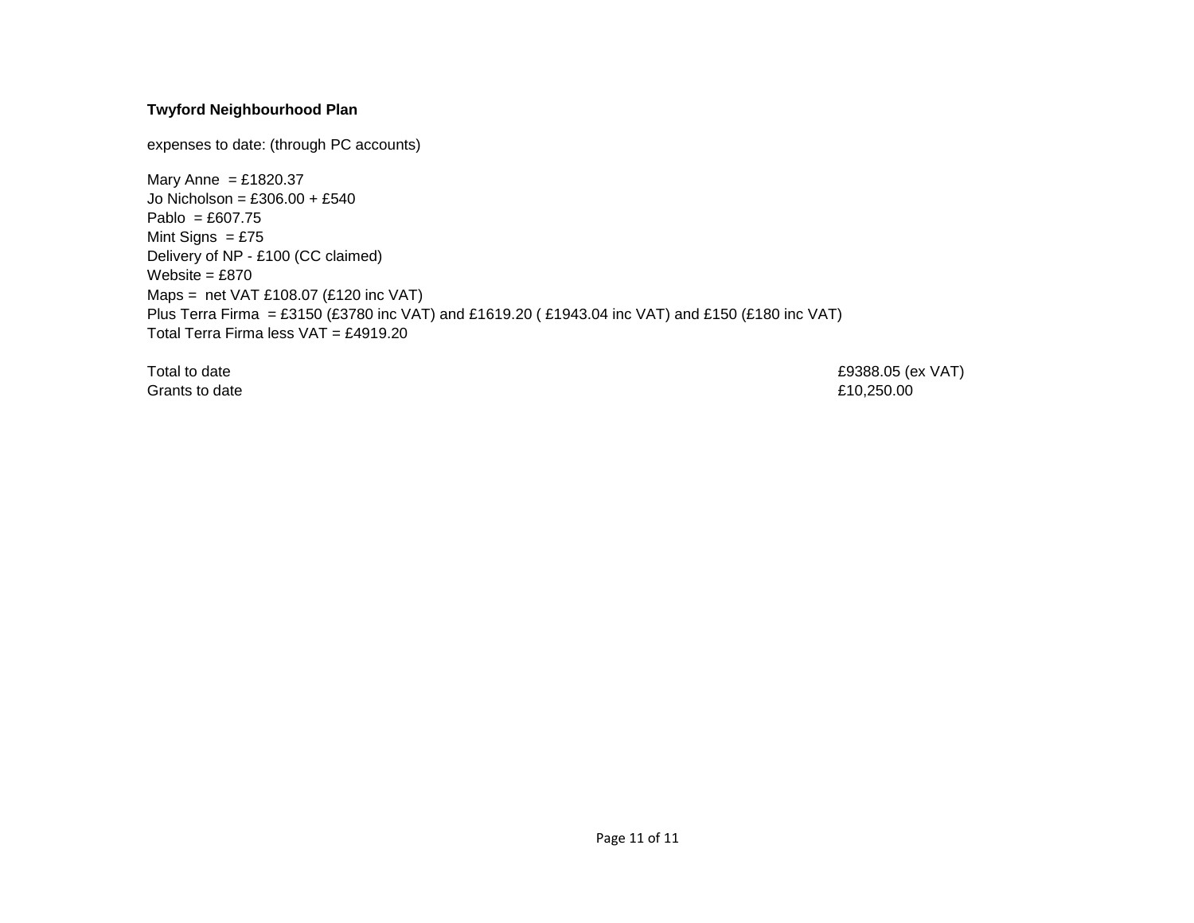**Twyford Neighbourhood Plan**

expenses to date: (through PC accounts)

Mary Anne = £1820.37
Jo Nicholson = £306.00 + £540
Pablo = £607.75
Mint Signs = £75
Delivery of NP - £100 (CC claimed)
Website = £870
Maps = net VAT £108.07 (£120 inc VAT)
Plus Terra Firma = £3150 (£3780 inc VAT) and £1619.20 ( £1943.04 inc VAT) and £150 (£180 inc VAT)
Total Terra Firma less VAT = £4919.20

| | |
|---|---|
| Total to date | £9388.05 (ex VAT) |
| Grants to date | £10,250.00 |